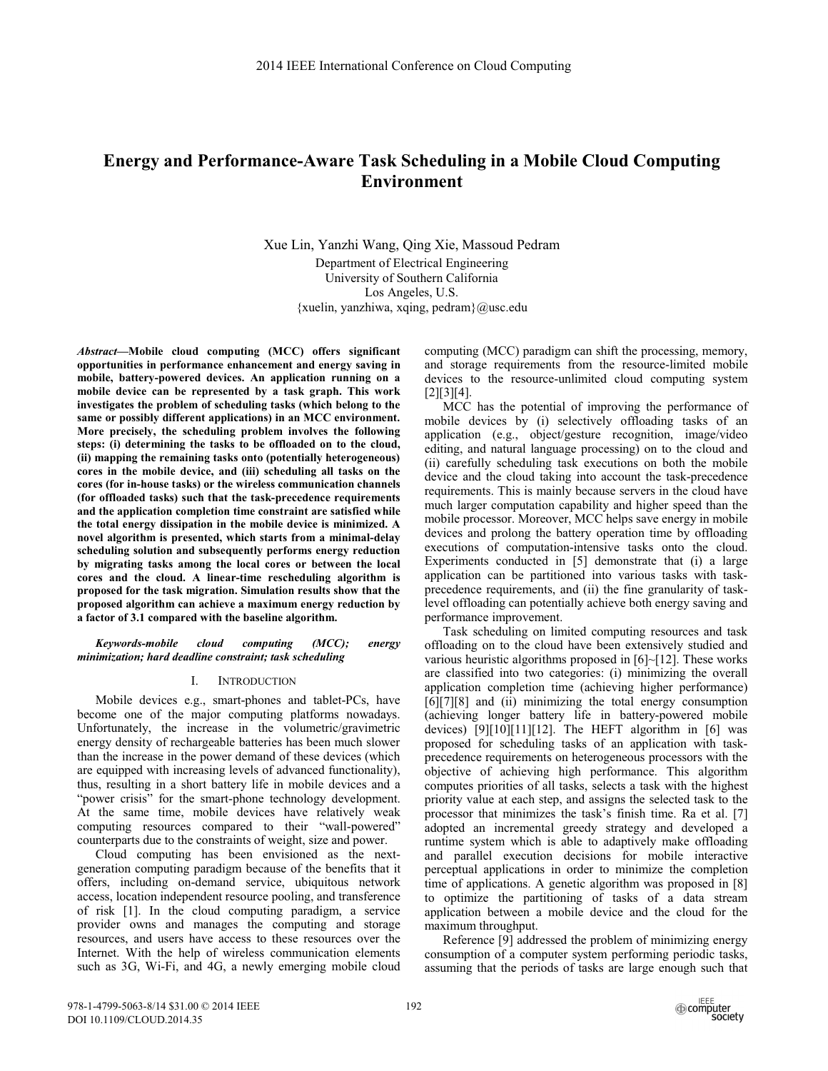# Energy and Performance-Aware Task Scheduling in a Mobile Cloud Computing Environment

Xue Lin, Yanzhi Wang, Qing Xie, Massoud Pedram
Department of Electrical Engineering
University of Southern California
Los Angeles, U.S.
{xuelin, yanzhiwa, xqing, pedram}@usc.edu

***Abstract*—Mobile cloud computing (MCC) offers significant opportunities in performance enhancement and energy saving in mobile, battery-powered devices. An application running on a mobile device can be represented by a task graph. This work investigates the problem of scheduling tasks (which belong to the same or possibly different applications) in an MCC environment. More precisely, the scheduling problem involves the following steps: (i) determining the tasks to be offloaded on to the cloud, (ii) mapping the remaining tasks onto (potentially heterogeneous) cores in the mobile device, and (iii) scheduling all tasks on the cores (for in-house tasks) or the wireless communication channels (for offloaded tasks) such that the task-precedence requirements and the application completion time constraint are satisfied while the total energy dissipation in the mobile device is minimized. A novel algorithm is presented, which starts from a minimal-delay scheduling solution and subsequently performs energy reduction by migrating tasks among the local cores or between the local cores and the cloud. A linear-time rescheduling algorithm is proposed for the task migration. Simulation results show that the proposed algorithm can achieve a maximum energy reduction by a factor of 3.1 compared with the baseline algorithm.**

***Keywords-mobile cloud computing (MCC); energy minimization; hard deadline constraint; task scheduling***

## I. INTRODUCTION

Mobile devices e.g., smart-phones and tablet-PCs, have become one of the major computing platforms nowadays. Unfortunately, the increase in the volumetric/gravimetric energy density of rechargeable batteries has been much slower than the increase in the power demand of these devices (which are equipped with increasing levels of advanced functionality), thus, resulting in a short battery life in mobile devices and a "power crisis" for the smart-phone technology development. At the same time, mobile devices have relatively weak computing resources compared to their "wall-powered" counterparts due to the constraints of weight, size and power.

Cloud computing has been envisioned as the next-generation computing paradigm because of the benefits that it offers, including on-demand service, ubiquitous network access, location independent resource pooling, and transference of risk [1]. In the cloud computing paradigm, a service provider owns and manages the computing and storage resources, and users have access to these resources over the Internet. With the help of wireless communication elements such as 3G, Wi-Fi, and 4G, a newly emerging mobile cloud computing (MCC) paradigm can shift the processing, memory, and storage requirements from the resource-limited mobile devices to the resource-unlimited cloud computing system [2][3][4].

MCC has the potential of improving the performance of mobile devices by (i) selectively offloading tasks of an application (e.g., object/gesture recognition, image/video editing, and natural language processing) on to the cloud and (ii) carefully scheduling task executions on both the mobile device and the cloud taking into account the task-precedence requirements. This is mainly because servers in the cloud have much larger computation capability and higher speed than the mobile processor. Moreover, MCC helps save energy in mobile devices and prolong the battery operation time by offloading executions of computation-intensive tasks onto the cloud. Experiments conducted in [5] demonstrate that (i) a large application can be partitioned into various tasks with task-precedence requirements, and (ii) the fine granularity of task-level offloading can potentially achieve both energy saving and performance improvement.

Task scheduling on limited computing resources and task offloading on to the cloud have been extensively studied and various heuristic algorithms proposed in [6]~[12]. These works are classified into two categories: (i) minimizing the overall application completion time (achieving higher performance) [6][7][8] and (ii) minimizing the total energy consumption (achieving longer battery life in battery-powered mobile devices) [9][10][11][12]. The HEFT algorithm in [6] was proposed for scheduling tasks of an application with task-precedence requirements on heterogeneous processors with the objective of achieving high performance. This algorithm computes priorities of all tasks, selects a task with the highest priority value at each step, and assigns the selected task to the processor that minimizes the task's finish time. Ra et al. [7] adopted an incremental greedy strategy and developed a runtime system which is able to adaptively make offloading and parallel execution decisions for mobile interactive perceptual applications in order to minimize the completion time of applications. A genetic algorithm was proposed in [8] to optimize the partitioning of tasks of a data stream application between a mobile device and the cloud for the maximum throughput.

Reference [9] addressed the problem of minimizing energy consumption of a computer system performing periodic tasks, assuming that the periods of tasks are large enough such that

978-1-4799-5063-8/14 $31.00 © 2014 IEEE
DOI 10.1109/CLOUD.2014.35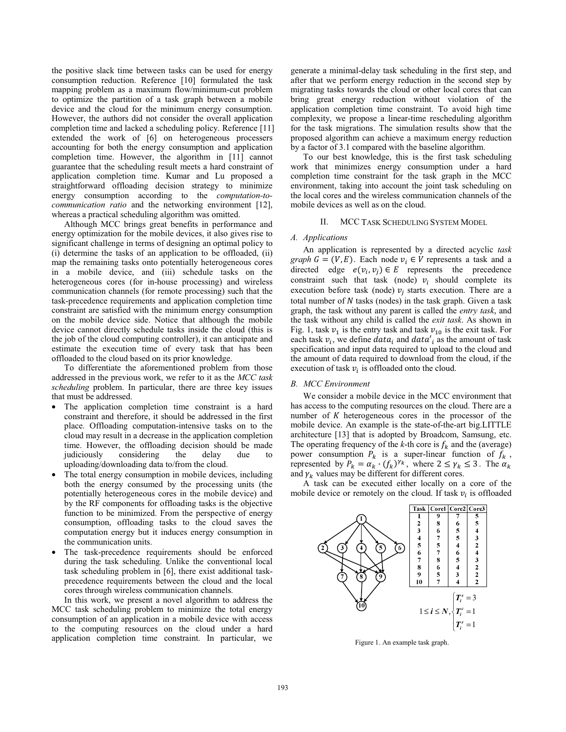the positive slack time between tasks can be used for energy consumption reduction. Reference [10] formulated the task mapping problem as a maximum flow/minimum-cut problem to optimize the partition of a task graph between a mobile device and the cloud for the minimum energy consumption. However, the authors did not consider the overall application completion time and lacked a scheduling policy. Reference [11] extended the work of [6] on heterogeneous processers accounting for both the energy consumption and application completion time. However, the algorithm in [11] cannot guarantee that the scheduling result meets a hard constraint of application completion time. Kumar and Lu proposed a straightforward offloading decision strategy to minimize energy consumption according to the *computation-to-communication ratio* and the networking environment [12], whereas a practical scheduling algorithm was omitted.

Although MCC brings great benefits in performance and energy optimization for the mobile devices, it also gives rise to significant challenge in terms of designing an optimal policy to (i) determine the tasks of an application to be offloaded, (ii) map the remaining tasks onto potentially heterogeneous cores in a mobile device, and (iii) schedule tasks on the heterogeneous cores (for in-house processing) and wireless communication channels (for remote processing) such that the task-precedence requirements and application completion time constraint are satisfied with the minimum energy consumption on the mobile device side. Notice that although the mobile device cannot directly schedule tasks inside the cloud (this is the job of the cloud computing controller), it can anticipate and estimate the execution time of every task that has been offloaded to the cloud based on its prior knowledge.

To differentiate the aforementioned problem from those addressed in the previous work, we refer to it as the *MCC task scheduling* problem. In particular, there are three key issues that must be addressed.

- The application completion time constraint is a hard constraint and therefore, it should be addressed in the first place. Offloading computation-intensive tasks on to the cloud may result in a decrease in the application completion time. However, the offloading decision should be made judiciously considering the delay due to uploading/downloading data to/from the cloud.
- The total energy consumption in mobile devices, including both the energy consumed by the processing units (the potentially heterogeneous cores in the mobile device) and by the RF components for offloading tasks is the objective function to be minimized. From the perspective of energy consumption, offloading tasks to the cloud saves the computation energy but it induces energy consumption in the communication units.
- The task-precedence requirements should be enforced during the task scheduling. Unlike the conventional local task scheduling problem in [6], there exist additional task-precedence requirements between the cloud and the local cores through wireless communication channels.

In this work, we present a novel algorithm to address the MCC task scheduling problem to minimize the total energy consumption of an application in a mobile device with access to the computing resources on the cloud under a hard application completion time constraint. In particular, we generate a minimal-delay task scheduling in the first step, and after that we perform energy reduction in the second step by migrating tasks towards the cloud or other local cores that can bring great energy reduction without violation of the application completion time constraint. To avoid high time complexity, we propose a linear-time rescheduling algorithm for the task migrations. The simulation results show that the proposed algorithm can achieve a maximum energy reduction by a factor of 3.1 compared with the baseline algorithm.

To our best knowledge, this is the first task scheduling work that minimizes energy consumption under a hard completion time constraint for the task graph in the MCC environment, taking into account the joint task scheduling on the local cores and the wireless communication channels of the mobile devices as well as on the cloud.

## II. MCC Task Scheduling System Model

### A. Applications

An application is represented by a directed acyclic *task graph* $G = (V, E)$. Each node $v_i \in V$ represents a task and a directed edge $e(v_i, v_j) \in E$ represents the precedence constraint such that task (node) $v_i$ should complete its execution before task (node) $v_j$ starts execution. There are a total number of $N$ tasks (nodes) in the task graph. Given a task graph, the task without any parent is called the *entry task*, and the task without any child is called the *exit task*. As shown in Fig. 1, task $v_1$ is the entry task and task $v_{10}$ is the exit task. For each task $v_i$, we define $data_i$ and $data'_i$ as the amount of task specification and input data required to upload to the cloud and the amount of data required to download from the cloud, if the execution of task $v_i$ is offloaded onto the cloud.

### B. MCC Environment

We consider a mobile device in the MCC environment that has access to the computing resources on the cloud. There are a number of $K$ heterogeneous cores in the processor of the mobile device. An example is the state-of-the-art big.LITTLE architecture [13] that is adopted by Broadcom, Samsung, etc. The operating frequency of the *k*-th core is $f_k$ and the (average) power consumption $P_k$ is a super-linear function of $f_k$, represented by $P_k = \alpha_k \cdot (f_k)^{\gamma_k}$, where $2 \le \gamma_k \le 3$. The $\alpha_k$ and $\gamma_k$ values may be different for different cores.

A task can be executed either locally on a core of the mobile device or remotely on the cloud. If task $v_i$ is offloaded

| Task | Core1 | Core2 | Core3 |
|---|---|---|---|
| 1 | 9 | 7 | 5 |
| 2 | 8 | 6 | 5 |
| 3 | 6 | 5 | 4 |
| 4 | 7 | 5 | 3 |
| 5 | 5 | 4 | 2 |
| 6 | 7 | 6 | 4 |
| 7 | 8 | 5 | 3 |
| 8 | 6 | 4 | 2 |
| 9 | 5 | 3 | 2 |
| 10 | 7 | 4 | 2 |

$$1 \le i \le N, \begin{cases} T_i^s = 3 \\ T_i^c = 1 \\ T_i^r = 1 \end{cases}$$

Figure 1. An example task graph.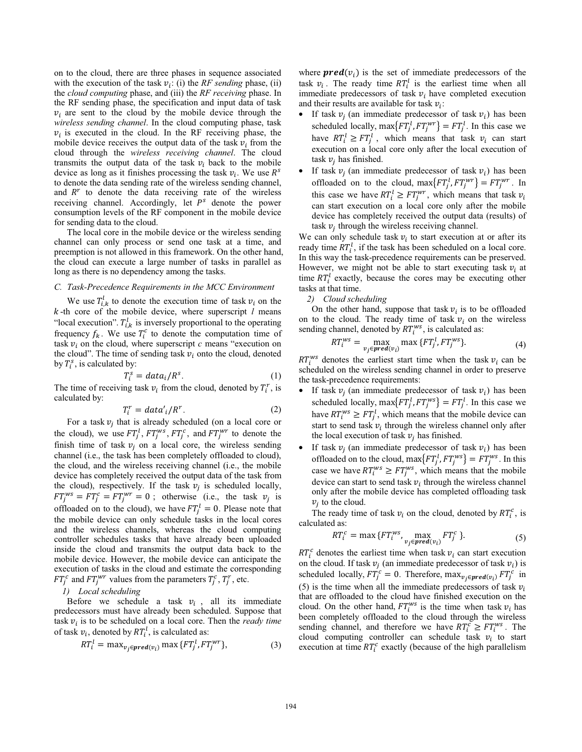on to the cloud, there are three phases in sequence associated with the execution of the task $v_i$: (i) the *RF sending* phase, (ii) the *cloud computing* phase, and (iii) the *RF receiving* phase. In the RF sending phase, the specification and input data of task $v_i$ are sent to the cloud by the mobile device through the *wireless sending channel*. In the cloud computing phase, task $v_i$ is executed in the cloud. In the RF receiving phase, the mobile device receives the output data of the task $v_i$ from the cloud through the *wireless receiving channel*. The cloud transmits the output data of the task $v_i$ back to the mobile device as long as it finishes processing the task $v_i$. We use $R^s$ to denote the data sending rate of the wireless sending channel, and $R^r$ to denote the data receiving rate of the wireless receiving channel. Accordingly, let $P^s$ denote the power consumption levels of the RF component in the mobile device for sending data to the cloud.

The local core in the mobile device or the wireless sending channel can only process or send one task at a time, and preemption is not allowed in this framework. On the other hand, the cloud can execute a large number of tasks in parallel as long as there is no dependency among the tasks.

### C. Task-Precedence Requirements in the MCC Environment

We use $T_{i,k}^l$ to denote the execution time of task $v_i$ on the $k$-th core of the mobile device, where superscript *l* means "local execution". $T_{i,k}^l$ is inversely proportional to the operating frequency $f_k$. We use $T_i^c$ to denote the computation time of task $v_i$ on the cloud, where superscript *c* means "execution on the cloud". The time of sending task $v_i$ onto the cloud, denoted by $T_i^s$, is calculated by:

$$T_i^s = data_i / R^s. \tag{1}$$

The time of receiving task $v_i$ from the cloud, denoted by $T_i^r$, is calculated by:

$$T_i^r = data'_i / R^r. \tag{2}$$

For a task $v_j$ that is already scheduled (on a local core or the cloud), we use $FT_j^l$, $FT_j^{ws}$, $FT_j^c$, and $FT_j^{wr}$ to denote the finish time of task $v_j$ on a local core, the wireless sending channel (i.e., the task has been completely offloaded to cloud), the cloud, and the wireless receiving channel (i.e., the mobile device has completely received the output data of the task from the cloud), respectively. If the task $v_j$ is scheduled locally, $FT_j^{ws} = FT_j^c = FT_j^{wr} = 0$; otherwise (i.e., the task $v_j$ is offloaded on to the cloud), we have $FT_j^l = 0$. Please note that the mobile device can only schedule tasks in the local cores and the wireless channels, whereas the cloud computing controller schedules tasks that have already been uploaded inside the cloud and transmits the output data back to the mobile device. However, the mobile device can anticipate the execution of tasks in the cloud and estimate the corresponding $FT_j^c$ and $FT_j^{wr}$ values from the parameters $T_j^c$, $T_j^r$, etc.

#### 1) Local scheduling

Before we schedule a task $v_i$, all its immediate predecessors must have already been scheduled. Suppose that task $v_i$ is to be scheduled on a local core. Then the *ready time* of task $v_i$, denoted by $RT_i^l$, is calculated as:

$$RT_i^l = \max_{v_j \in \boldsymbol{pred}(v_i)} \max\{FT_j^l, FT_j^{wr}\}, \tag{3}$$

where $\boldsymbol{pred}(v_i)$ is the set of immediate predecessors of the task $v_i$. The ready time $RT_i^l$ is the earliest time when all immediate predecessors of task $v_i$ have completed execution and their results are available for task $v_i$:

- If task $v_j$ (an immediate predecessor of task $v_i$) has been scheduled locally, $\max\{FT_j^l, FT_j^{wr}\} = FT_j^l$. In this case we have $RT_i^l \geq FT_j^l$, which means that task $v_i$ can start execution on a local core only after the local execution of task $v_j$ has finished.
- If task $v_j$ (an immediate predecessor of task $v_i$) has been offloaded on to the cloud, $\max\{FT_j^l, FT_j^{wr}\} = FT_j^{wr}$. In this case we have $RT_i^l \geq FT_j^{wr}$, which means that task $v_i$ can start execution on a local core only after the mobile device has completely received the output data (results) of task $v_j$ through the wireless receiving channel.

We can only schedule task $v_i$ to start execution at or after its ready time $RT_i^l$, if the task has been scheduled on a local core. In this way the task-precedence requirements can be preserved. However, we might not be able to start executing task $v_i$ at time $RT_i^l$ exactly, because the cores may be executing other tasks at that time.

#### 2) Cloud scheduling

On the other hand, suppose that task $v_i$ is to be offloaded on to the cloud. The ready time of task $v_i$ on the wireless sending channel, denoted by $RT_i^{ws}$, is calculated as:

$$RT_i^{ws} = \max_{v_j \in \boldsymbol{pred}(v_i)} \max\{FT_j^l, FT_j^{ws}\}. \tag{4}$$

$RT_i^{ws}$ denotes the earliest start time when the task $v_i$ can be scheduled on the wireless sending channel in order to preserve the task-precedence requirements:

- If task $v_j$ (an immediate predecessor of task $v_i$) has been scheduled locally, $\max\{FT_j^l, FT_j^{ws}\} = FT_j^l$. In this case we have $RT_i^{ws} \geq FT_j^l$, which means that the mobile device can start to send task $v_i$ through the wireless channel only after the local execution of task $v_j$ has finished.
- If task $v_j$ (an immediate predecessor of task $v_i$) has been offloaded on to the cloud, $\max\{FT_j^l, FT_j^{ws}\} = FT_j^{ws}$. In this case we have $RT_i^{ws} \geq FT_j^{ws}$, which means that the mobile device can start to send task $v_i$ through the wireless channel only after the mobile device has completed offloading task $v_j$ to the cloud.

The ready time of task $v_i$ on the cloud, denoted by $RT_i^c$, is calculated as:

$$RT_i^c = \max\{FT_i^{ws}, \max_{v_j \in \boldsymbol{pred}(v_i)} FT_j^c\}. \tag{5}$$

$RT_i^c$ denotes the earliest time when task $v_i$ can start execution on the cloud. If task $v_j$ (an immediate predecessor of task $v_i$) is scheduled locally, $FT_j^c = 0$. Therefore, $\max_{v_j \in \boldsymbol{pred}(v_i)} FT_j^c$ in (5) is the time when all the immediate predecessors of task $v_i$ that are offloaded to the cloud have finished execution on the cloud. On the other hand, $FT_i^{ws}$ is the time when task $v_i$ has been completely offloaded to the cloud through the wireless sending channel, and therefore we have $RT_i^c \geq FT_i^{ws}$. The cloud computing controller can schedule task $v_i$ to start execution at time $RT_i^c$ exactly (because of the high parallelism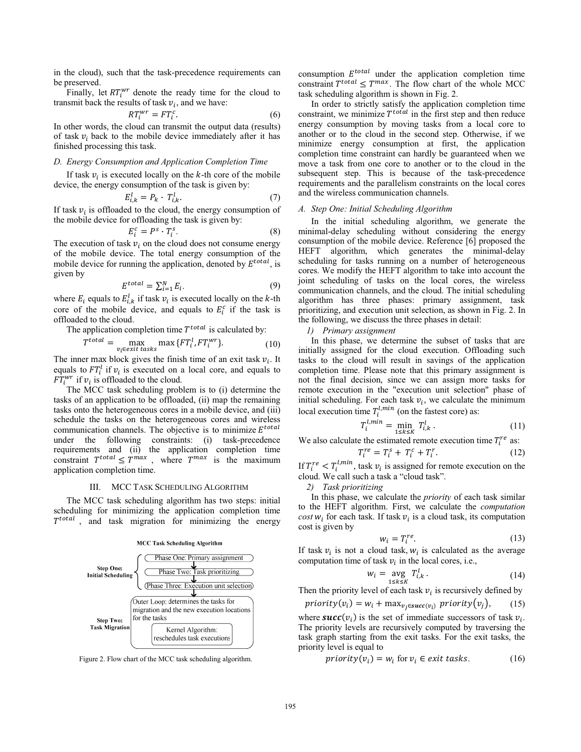in the cloud), such that the task-precedence requirements can be preserved.

Finally, let $RT_i^{wr}$ denote the ready time for the cloud to transmit back the results of task $v_i$, and we have:

$$RT_i^{wr} = FT_i^c. \tag{6}$$

In other words, the cloud can transmit the output data (results) of task $v_i$ back to the mobile device immediately after it has finished processing this task.

### D. Energy Consumption and Application Completion Time

If task $v_i$ is executed locally on the $k$-th core of the mobile device, the energy consumption of the task is given by:

$$E_{i,k}^l = P_k \cdot T_{i,k}^l. \tag{7}$$

If task $v_i$ is offloaded to the cloud, the energy consumption of the mobile device for offloading the task is given by:

$$E_i^c = P^s \cdot T_i^s. \tag{8}$$

The execution of task $v_i$ on the cloud does not consume energy of the mobile device. The total energy consumption of the mobile device for running the application, denoted by $E^{total}$, is given by

$$E^{total} = \sum_{i=1}^{N} E_i. \tag{9}$$

where $E_i$ equals to $E_{i,k}^l$ if task $v_i$ is executed locally on the $k$-th core of the mobile device, and equals to $E_i^c$ if the task is offloaded to the cloud.

The application completion time $T^{total}$ is calculated by:

$$T^{total} = \max_{v_i \in exit\ tasks} \max\{FT_i^l, FT_i^{wr}\}. \tag{10}$$

The inner max block gives the finish time of an exit task $v_i$. It equals to $FT_i^l$ if $v_i$ is executed on a local core, and equals to $FT_i^{wr}$ if $v_i$ is offloaded to the cloud.

The MCC task scheduling problem is to (i) determine the tasks of an application to be offloaded, (ii) map the remaining tasks onto the heterogeneous cores in a mobile device, and (iii) schedule the tasks on the heterogeneous cores and wireless communication channels. The objective is to minimize $E^{total}$ under the following constraints: (i) task-precedence requirements and (ii) the application completion time constraint $T^{total} \leq T^{max}$, where $T^{max}$ is the maximum application completion time.

## III. MCC Task Scheduling Algorithm

The MCC task scheduling algorithm has two steps: initial scheduling for minimizing the application completion time $T^{total}$, and task migration for minimizing the energy consumption $E^{total}$ under the application completion time constraint $T^{total} \leq T^{max}$. The flow chart of the whole MCC task scheduling algorithm is shown in Fig. 2.

**MCC Task Scheduling Algorithm**

- **Step One: Initial Scheduling**
  - Phase One: Primary assignment
  - Phase Two: Task prioritizing
  - Phase Three: Execution unit selection
- **Step Two: Task Migration**
  - Outer Loop: determines the tasks for migration and the new execution locations for the tasks
  - Kernel Algorithm: reschedules task executions

Figure 2. Flow chart of the MCC task scheduling algorithm.

In order to strictly satisfy the application completion time constraint, we minimize $T^{total}$ in the first step and then reduce energy consumption by moving tasks from a local core to another or to the cloud in the second step. Otherwise, if we minimize energy consumption at first, the application completion time constraint can hardly be guaranteed when we move a task from one core to another or to the cloud in the subsequent step. This is because of the task-precedence requirements and the parallelism constraints on the local cores and the wireless communication channels.

### A. Step One: Initial Scheduling Algorithm

In the initial scheduling algorithm, we generate the minimal-delay scheduling without considering the energy consumption of the mobile device. Reference [6] proposed the HEFT algorithm, which generates the minimal-delay scheduling for tasks running on a number of heterogeneous cores. We modify the HEFT algorithm to take into account the joint scheduling of tasks on the local cores, the wireless communication channels, and the cloud. The initial scheduling algorithm has three phases: primary assignment, task prioritizing, and execution unit selection, as shown in Fig. 2. In the following, we discuss the three phases in detail:

*1) Primary assignment*

In this phase, we determine the subset of tasks that are initially assigned for the cloud execution. Offloading such tasks to the cloud will result in savings of the application completion time. Please note that this primary assignment is not the final decision, since we can assign more tasks for remote execution in the "execution unit selection" phase of initial scheduling. For each task $v_i$, we calculate the minimum local execution time $T_i^{l,min}$ (on the fastest core) as:

$$T_i^{l,min} = \min_{1 \leq k \leq K} T_{i,k}^l. \tag{11}$$

We also calculate the estimated remote execution time $T_i^{re}$ as:

$$T_i^{re} = T_i^s + T_i^c + T_i^r. \tag{12}$$

If $T_i^{re} < T_i^{l,min}$, task $v_i$ is assigned for remote execution on the cloud. We call such a task a "cloud task".

*2) Task prioritizing*

In this phase, we calculate the *priority* of each task similar to the HEFT algorithm. First, we calculate the *computation cost* $w_i$ for each task. If task $v_i$ is a cloud task, its computation cost is given by

$$w_i = T_i^{re}. \tag{13}$$

If task $v_i$ is not a cloud task, $w_i$ is calculated as the average computation time of task $v_i$ in the local cores, i.e.,

$$w_i = \operatorname*{avg}_{1 \leq k \leq K} T_{i,k}^l. \tag{14}$$

Then the priority level of each task $v_i$ is recursively defined by

$$priority(v_i) = w_i + \max_{v_j \in \boldsymbol{succ}(v_i)} priority(v_j), \tag{15}$$

where $\boldsymbol{succ}(v_i)$ is the set of immediate successors of task $v_i$. The priority levels are recursively computed by traversing the task graph starting from the exit tasks. For the exit tasks, the priority level is equal to

$$priority(v_i) = w_i \text{ for } v_i \in exit\ tasks. \tag{16}$$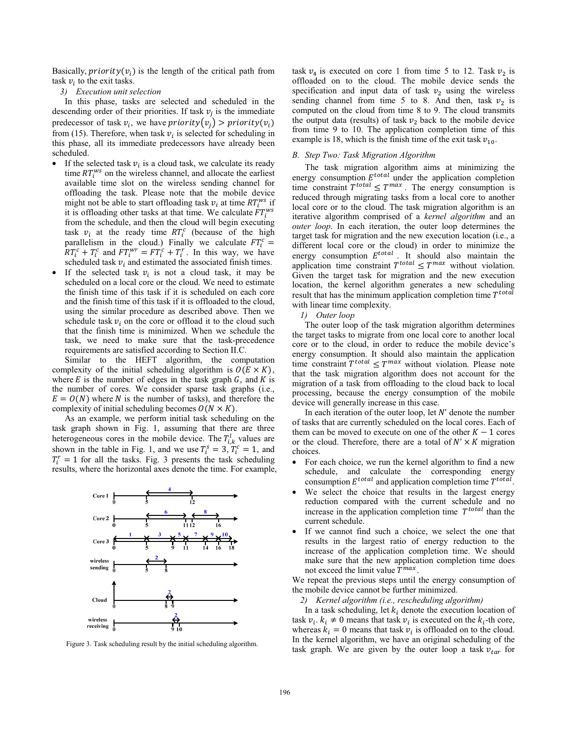Basically, $priority(v_i)$ is the length of the critical path from task $v_i$ to the exit tasks.

*3) Execution unit selection*

In this phase, tasks are selected and scheduled in the descending order of their priorities. If task $v_j$ is the immediate predecessor of task $v_i$, we have $priority(v_j) > priority(v_i)$ from (15). Therefore, when task $v_i$ is selected for scheduling in this phase, all its immediate predecessors have already been scheduled.

- If the selected task $v_i$ is a cloud task, we calculate its ready time $RT_i^{ws}$ on the wireless channel, and allocate the earliest available time slot on the wireless sending channel for offloading the task. Please note that the mobile device might not be able to start offloading task $v_i$ at time $RT_i^{ws}$ if it is offloading other tasks at that time. We calculate $FT_i^{ws}$ from the schedule, and then the cloud will begin executing task $v_i$ at the ready time $RT_i^c$ (because of the high parallelism in the cloud.) Finally we calculate $FT_i^c = RT_i^c + T_i^c$ and $FT_i^{wr} = FT_i^c + T_i^r$. In this way, we have scheduled task $v_i$ and estimated the associated finish times.
- If the selected task $v_i$ is not a cloud task, it may be scheduled on a local core or the cloud. We need to estimate the finish time of this task if it is scheduled on each core and the finish time of this task if it is offloaded to the cloud, using the similar procedure as described above. Then we schedule task $v_i$ on the core or offload it to the cloud such that the finish time is minimized. When we schedule the task, we need to make sure that the task-precedence requirements are satisfied according to Section II.C.

Similar to the HEFT algorithm, the computation complexity of the initial scheduling algorithm is $O(E \times K)$, where $E$ is the number of edges in the task graph $G$, and $K$ is the number of cores. We consider sparse task graphs (i.e., $E = O(N)$ where $N$ is the number of tasks), and therefore the complexity of initial scheduling becomes $O(N \times K)$.

As an example, we perform initial task scheduling on the task graph shown in Fig. 1, assuming that there are three heterogeneous cores in the mobile device. The $T_{i,k}^l$ values are shown in the table in Fig. 1, and we use $T_i^s = 3$, $T_i^c = 1$, and $T_i^r = 1$ for all the tasks. Fig. 3 presents the task scheduling results, where the horizontal axes denote the time. For example, task $v_4$ is executed on core 1 from time 5 to 12. Task $v_2$ is offloaded on to the cloud. The mobile device sends the specification and input data of task $v_2$ using the wireless sending channel from time 5 to 8. And then, task $v_2$ is computed on the cloud from time 8 to 9. The cloud transmits the output data (results) of task $v_2$ back to the mobile device from time 9 to 10. The application completion time of this example is 18, which is the finish time of the exit task $v_{10}$.

Figure 3. Task scheduling result by the initial scheduling algorithm.

## B. Step Two: Task Migration Algorithm

The task migration algorithm aims at minimizing the energy consumption $E^{total}$ under the application completion time constraint $T^{total} \leq T^{max}$. The energy consumption is reduced through migrating tasks from a local core to another local core or to the cloud. The task migration algorithm is an iterative algorithm comprised of a *kernel algorithm* and an *outer loop*. In each iteration, the outer loop determines the target task for migration and the new execution location (i.e., a different local core or the cloud) in order to minimize the energy consumption $E^{total}$. It should also maintain the application time constraint $T^{total} \leq T^{max}$ without violation. Given the target task for migration and the new execution location, the kernel algorithm generates a new scheduling result that has the minimum application completion time $T^{total}$ with linear time complexity.

*1) Outer loop*

The outer loop of the task migration algorithm determines the target tasks to migrate from one local core to another local core or to the cloud, in order to reduce the mobile device's energy consumption. It should also maintain the application time constraint $T^{total} \leq T^{max}$ without violation. Please note that the task migration algorithm does not account for the migration of a task from offloading to the cloud back to local processing, because the energy consumption of the mobile device will generally increase in this case.

In each iteration of the outer loop, let $N'$ denote the number of tasks that are currently scheduled on the local cores. Each of them can be moved to execute on one of the other $K - 1$ cores or the cloud. Therefore, there are a total of $N' \times K$ migration choices.

- For each choice, we run the kernel algorithm to find a new schedule, and calculate the corresponding energy consumption $E^{total}$ and application completion time $T^{total}$.
- We select the choice that results in the largest energy reduction compared with the current schedule and no increase in the application completion time $T^{total}$ than the current schedule.
- If we cannot find such a choice, we select the one that results in the largest ratio of energy reduction to the increase of the application completion time. We should make sure that the new application completion time does not exceed the limit value $T^{max}$.

We repeat the previous steps until the energy consumption of the mobile device cannot be further minimized.

*2) Kernel algorithm (i.e., rescheduling algorithm)*

In a task scheduling, let $k_i$ denote the execution location of task $v_i$. $k_i \neq 0$ means that task $v_i$ is executed on the $k_i$-th core, whereas $k_i = 0$ means that task $v_i$ is offloaded on to the cloud. In the kernel algorithm, we have an original scheduling of the task graph. We are given by the outer loop a task $v_{tar}$ for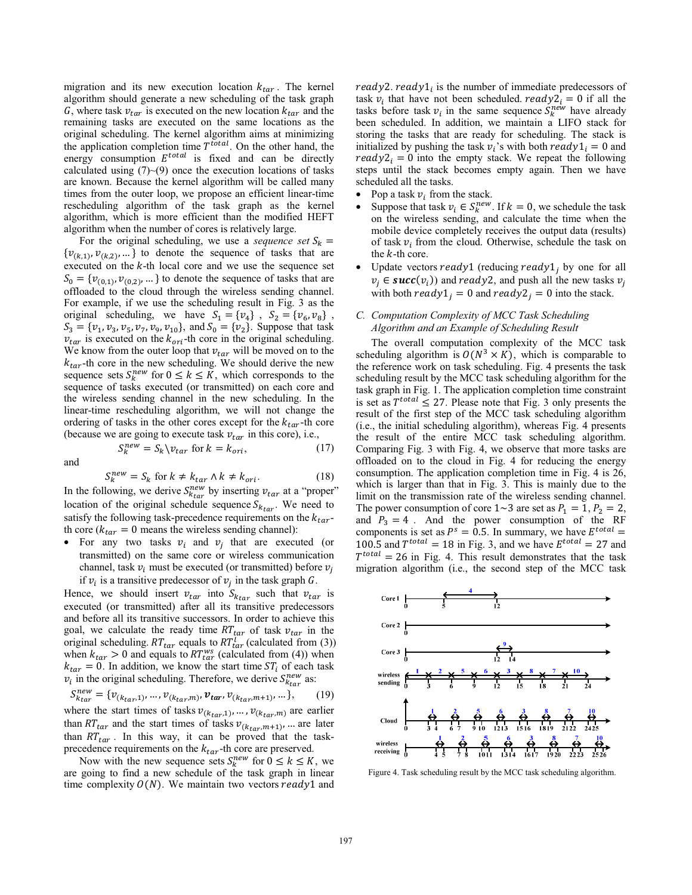migration and its new execution location $k_{tar}$. The kernel algorithm should generate a new scheduling of the task graph $G$, where task $v_{tar}$ is executed on the new location $k_{tar}$ and the remaining tasks are executed on the same locations as the original scheduling. The kernel algorithm aims at minimizing the application completion time $T^{total}$. On the other hand, the energy consumption $E^{total}$ is fixed and can be directly calculated using (7)~(9) once the execution locations of tasks are known. Because the kernel algorithm will be called many times from the outer loop, we propose an efficient linear-time rescheduling algorithm of the task graph as the kernel algorithm, which is more efficient than the modified HEFT algorithm when the number of cores is relatively large.

For the original scheduling, we use a *sequence set* $S_k = \{v_{(k,1)}, v_{(k,2)}, \ldots\}$ to denote the sequence of tasks that are executed on the $k$-th local core and we use the sequence set $S_0 = \{v_{(0,1)}, v_{(0,2)}, \ldots\}$ to denote the sequence of tasks that are offloaded to the cloud through the wireless sending channel. For example, if we use the scheduling result in Fig. 3 as the original scheduling, we have $S_1 = \{v_4\}$, $S_2 = \{v_6, v_8\}$, $S_3 = \{v_1, v_3, v_5, v_7, v_9, v_{10}\}$, and $S_0 = \{v_2\}$. Suppose that task $v_{tar}$ is executed on the $k_{ori}$-th core in the original scheduling. We know from the outer loop that $v_{tar}$ will be moved on to the $k_{tar}$-th core in the new scheduling. We should derive the new sequence sets $S_k^{new}$ for $0 \le k \le K$, which corresponds to the sequence of tasks executed (or transmitted) on each core and the wireless sending channel in the new scheduling. In the linear-time rescheduling algorithm, we will not change the ordering of tasks in the other cores except for the $k_{tar}$-th core (because we are going to execute task $v_{tar}$ in this core), i.e.,

$$S_k^{new} = S_k \backslash v_{tar} \text{ for } k = k_{ori}, \tag{17}$$

and

$$S_k^{new} = S_k \text{ for } k \ne k_{tar} \wedge k \ne k_{ori}. \tag{18}$$

In the following, we derive $S_{k_{tar}}^{new}$ by inserting $v_{tar}$ at a "proper" location of the original schedule sequence $S_{k_{tar}}$. We need to satisfy the following task-precedence requirements on the $k_{tar}$-th core ($k_{tar} = 0$ means the wireless sending channel):

- For any two tasks $v_i$ and $v_j$ that are executed (or transmitted) on the same core or wireless communication channel, task $v_i$ must be executed (or transmitted) before $v_j$ if $v_i$ is a transitive predecessor of $v_j$ in the task graph $G$.

Hence, we should insert $v_{tar}$ into $S_{k_{tar}}$ such that $v_{tar}$ is executed (or transmitted) after all its transitive predecessors and before all its transitive successors. In order to achieve this goal, we calculate the ready time $RT_{tar}$ of task $v_{tar}$ in the original scheduling. $RT_{tar}$ equals to $RT_{tar}^{l}$ (calculated from (3)) when $k_{tar} > 0$ and equals to $RT_{tar}^{ws}$ (calculated from (4)) when $k_{tar} = 0$. In addition, we know the start time $ST_i$ of each task $v_i$ in the original scheduling. Therefore, we derive $S_{k_{tar}}^{new}$ as:

$$S_{k_{tar}}^{new} = \{v_{(k_{tar},1)}, \ldots, v_{(k_{tar},m)}, \boldsymbol{v_{tar}}, v_{(k_{tar},m+1)}, \ldots\}, \tag{19}$$

where the start times of tasks $v_{(k_{tar},1)}, \ldots, v_{(k_{tar},m)}$ are earlier than $RT_{tar}$ and the start times of tasks $v_{(k_{tar},m+1)}, \ldots$ are later than $RT_{tar}$. In this way, it can be proved that the task-precedence requirements on the $k_{tar}$-th core are preserved.

Now with the new sequence sets $S_k^{new}$ for $0 \le k \le K$, we are going to find a new schedule of the task graph in linear time complexity $O(N)$. We maintain two vectors $ready1$ and $ready2$. $ready1_i$ is the number of immediate predecessors of task $v_i$ that have not been scheduled. $ready2_i = 0$ if all the tasks before task $v_i$ in the same sequence $S_k^{new}$ have already been scheduled. In addition, we maintain a LIFO stack for storing the tasks that are ready for scheduling. The stack is initialized by pushing the task $v_i$'s with both $ready1_i = 0$ and $ready2_i = 0$ into the empty stack. We repeat the following steps until the stack becomes empty again. Then we have scheduled all the tasks.

- Pop a task $v_i$ from the stack.
- Suppose that task $v_i \in S_k^{new}$. If $k = 0$, we schedule the task on the wireless sending, and calculate the time when the mobile device completely receives the output data (results) of task $v_i$ from the cloud. Otherwise, schedule the task on the $k$-th core.
- Update vectors $ready1$ (reducing $ready1_j$ by one for all $v_j \in \boldsymbol{succ}(v_i)$) and $ready2$, and push all the new tasks $v_j$ with both $ready1_j = 0$ and $ready2_j = 0$ into the stack.

### C. Computation Complexity of MCC Task Scheduling Algorithm and an Example of Scheduling Result

The overall computation complexity of the MCC task scheduling algorithm is $O(N^3 \times K)$, which is comparable to the reference work on task scheduling. Fig. 4 presents the task scheduling result by the MCC task scheduling algorithm for the task graph in Fig. 1. The application completion time constraint is set as $T^{total} \le 27$. Please note that Fig. 3 only presents the result of the first step of the MCC task scheduling algorithm (i.e., the initial scheduling algorithm), whereas Fig. 4 presents the result of the entire MCC task scheduling algorithm. Comparing Fig. 3 with Fig. 4, we observe that more tasks are offloaded on to the cloud in Fig. 4 for reducing the energy consumption. The application completion time in Fig. 4 is 26, which is larger than that in Fig. 3. This is mainly due to the limit on the transmission rate of the wireless sending channel. The power consumption of core 1~3 are set as $P_1 = 1$, $P_2 = 2$, and $P_3 = 4$. And the power consumption of the RF components is set as $P^s = 0.5$. In summary, we have $E^{total} = 100.5$ and $T^{total} = 18$ in Fig. 3, and we have $E^{total} = 27$ and $T^{total} = 26$ in Fig. 4. This result demonstrates that the task migration algorithm (i.e., the second step of the MCC task

Figure 4. Task scheduling result by the MCC task scheduling algorithm.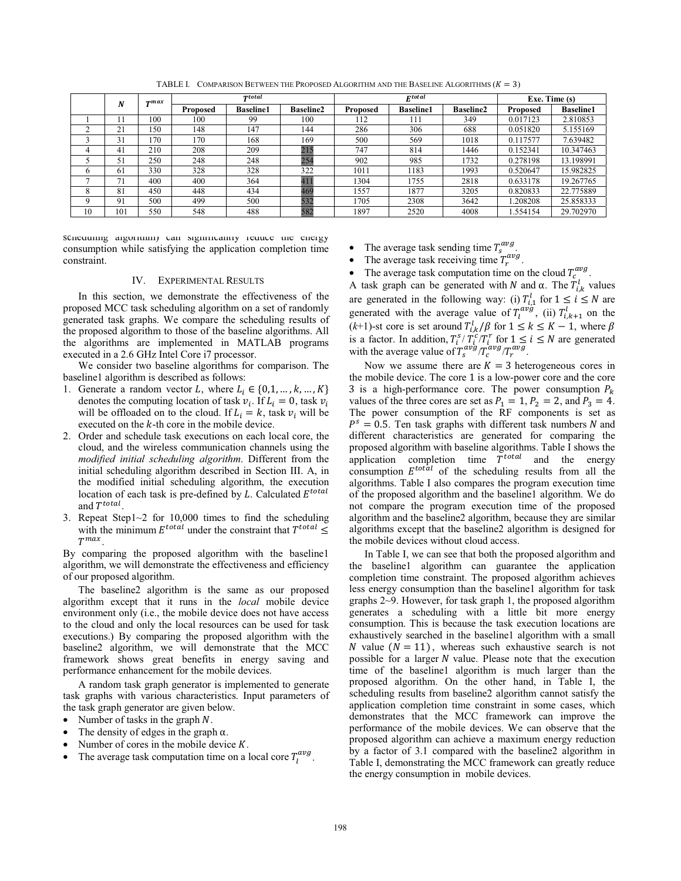TABLE I. COMPARISON BETWEEN THE PROPOSED ALGORITHM AND THE BASELINE ALGORITHMS ($K = 3$)

| | $N$ | $T^{max}$ | $T^{total}$ | | | $E^{total}$ | | | Exe. Time (s) | |
|---|---|---|---|---|---|---|---|---|---|---|
| | | | Proposed | Baseline1 | Baseline2 | Proposed | Baseline1 | Baseline2 | Proposed | Baseline1 |
| 1 | 11 | 100 | 100 | 99 | 100 | 112 | 111 | 349 | 0.017123 | 2.810853 |
| 2 | 21 | 150 | 148 | 147 | 144 | 286 | 306 | 688 | 0.051820 | 5.155169 |
| 3 | 31 | 170 | 170 | 168 | 169 | 500 | 569 | 1018 | 0.117577 | 7.639482 |
| 4 | 41 | 210 | 208 | 209 | 215 | 747 | 814 | 1446 | 0.152341 | 10.347463 |
| 5 | 51 | 250 | 248 | 248 | 254 | 902 | 985 | 1732 | 0.278198 | 13.198991 |
| 6 | 61 | 330 | 328 | 328 | 322 | 1011 | 1183 | 1993 | 0.520647 | 15.982825 |
| 7 | 71 | 400 | 400 | 364 | 411 | 1304 | 1755 | 2818 | 0.633178 | 19.267765 |
| 8 | 81 | 450 | 448 | 434 | 469 | 1557 | 1877 | 3205 | 0.820833 | 22.775889 |
| 9 | 91 | 500 | 499 | 500 | 532 | 1705 | 2308 | 3642 | 1.208208 | 25.858333 |
| 10 | 101 | 550 | 548 | 488 | 582 | 1897 | 2520 | 4008 | 1.554154 | 29.702970 |

scheduling algorithm) can significantly reduce the energy consumption while satisfying the application completion time constraint.

## IV. EXPERIMENTAL RESULTS

In this section, we demonstrate the effectiveness of the proposed MCC task scheduling algorithm on a set of randomly generated task graphs. We compare the scheduling results of the proposed algorithm to those of the baseline algorithms. All the algorithms are implemented in MATLAB programs executed in a 2.6 GHz Intel Core i7 processor.

We consider two baseline algorithms for comparison. The baseline1 algorithm is described as follows:

1. Generate a random vector $L$, where $L_i \in \{0, 1, \ldots, k, \ldots, K\}$ denotes the computing location of task $v_i$. If $L_i = 0$, task $v_i$ will be offloaded on to the cloud. If $L_i = k$, task $v_i$ will be executed on the $k$-th core in the mobile device.
2. Order and schedule task executions on each local core, the cloud, and the wireless communication channels using the *modified initial scheduling algorithm*. Different from the initial scheduling algorithm described in Section III. A, in the modified initial scheduling algorithm, the execution location of each task is pre-defined by $L$. Calculated $E^{total}$ and $T^{total}$.
3. Repeat Step1~2 for 10,000 times to find the scheduling with the minimum $E^{total}$ under the constraint that $T^{total} \leq T^{max}$.

By comparing the proposed algorithm with the baseline1 algorithm, we will demonstrate the effectiveness and efficiency of our proposed algorithm.

The baseline2 algorithm is the same as our proposed algorithm except that it runs in the *local* mobile device environment only (i.e., the mobile device does not have access to the cloud and only the local resources can be used for task executions.) By comparing the proposed algorithm with the baseline2 algorithm, we will demonstrate that the MCC framework shows great benefits in energy saving and performance enhancement for the mobile devices.

A random task graph generator is implemented to generate task graphs with various characteristics. Input parameters of the task graph generator are given below.

- Number of tasks in the graph $N$.
- The density of edges in the graph α.
- Number of cores in the mobile device $K$.
- The average task computation time on a local core $T_l^{avg}$.
- The average task sending time $T_s^{avg}$.
- The average task receiving time $T_r^{avg}$.
- The average task computation time on the cloud $T_c^{avg}$.

A task graph can be generated with $N$ and α. The $T_{i,k}^l$ values are generated in the following way: (i) $T_{i,1}^l$ for $1 \leq i \leq N$ are generated with the average value of $T_l^{avg}$, (ii) $T_{i,k+1}^l$ on the ($k$+1)-st core is set around $T_{i,k}^l/\beta$ for $1 \leq k \leq K-1$, where $\beta$ is a factor. In addition, $T_i^s$/ $T_i^c$/$T_i^r$ for $1 \leq i \leq N$ are generated with the average value of $T_s^{avg}$/$T_c^{avg}$/$T_r^{avg}$.

Now we assume there are $K = 3$ heterogeneous cores in the mobile device. The core 1 is a low-power core and the core 3 is a high-performance core. The power consumption $P_k$ values of the three cores are set as $P_1 = 1$, $P_2 = 2$, and $P_3 = 4$. The power consumption of the RF components is set as $P^s = 0.5$. Ten task graphs with different task numbers $N$ and different characteristics are generated for comparing the proposed algorithm with baseline algorithms. Table I shows the application completion time $T^{total}$ and the energy consumption $E^{total}$ of the scheduling results from all the algorithms. Table I also compares the program execution time of the proposed algorithm and the baseline1 algorithm. We do not compare the program execution time of the proposed algorithm and the baseline2 algorithm, because they are similar algorithms except that the baseline2 algorithm is designed for the mobile devices without cloud access.

In Table I, we can see that both the proposed algorithm and the baseline1 algorithm can guarantee the application completion time constraint. The proposed algorithm achieves less energy consumption than the baseline1 algorithm for task graphs 2~9. However, for task graph 1, the proposed algorithm generates a scheduling with a little bit more energy consumption. This is because the task execution locations are exhaustively searched in the baseline1 algorithm with a small $N$ value ($N = 11$), whereas such exhaustive search is not possible for a larger $N$ value. Please note that the execution time of the baseline1 algorithm is much larger than the proposed algorithm. On the other hand, in Table I, the scheduling results from baseline2 algorithm cannot satisfy the application completion time constraint in some cases, which demonstrates that the MCC framework can improve the performance of the mobile devices. We can observe that the proposed algorithm can achieve a maximum energy reduction by a factor of 3.1 compared with the baseline2 algorithm in Table I, demonstrating the MCC framework can greatly reduce the energy consumption in mobile devices.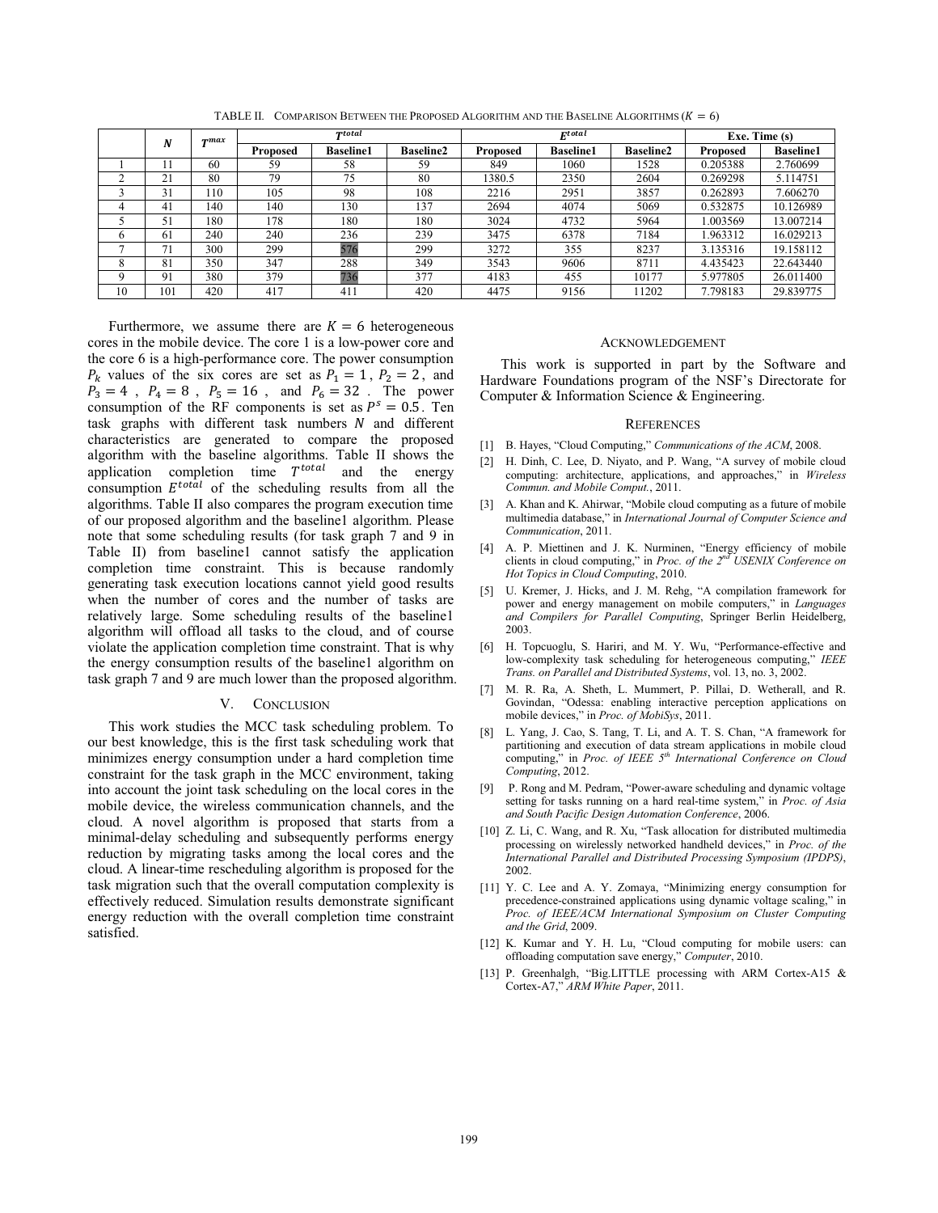TABLE II. COMPARISON BETWEEN THE PROPOSED ALGORITHM AND THE BASELINE ALGORITHMS ($K = 6$)

| | $N$ | $T^{max}$ | $T^{total}$ | | | $E^{total}$ | | | Exe. Time (s) | |
|---|---|---|---|---|---|---|---|---|---|---|
| | | | Proposed | Baseline1 | Baseline2 | Proposed | Baseline1 | Baseline2 | Proposed | Baseline1 |
| 1 | 11 | 60 | 59 | 58 | 59 | 849 | 1060 | 1528 | 0.205388 | 2.760699 |
| 2 | 21 | 80 | 79 | 75 | 80 | 1380.5 | 2350 | 2604 | 0.269298 | 5.114751 |
| 3 | 31 | 110 | 105 | 98 | 108 | 2216 | 2951 | 3857 | 0.262893 | 7.606270 |
| 4 | 41 | 140 | 140 | 130 | 137 | 2694 | 4074 | 5069 | 0.532875 | 10.126989 |
| 5 | 51 | 180 | 178 | 180 | 180 | 3024 | 4732 | 5964 | 1.003569 | 13.007214 |
| 6 | 61 | 240 | 240 | 236 | 239 | 3475 | 6378 | 7184 | 1.963312 | 16.029213 |
| 7 | 71 | 300 | 299 | 576 | 299 | 3272 | 355 | 8237 | 3.135316 | 19.158112 |
| 8 | 81 | 350 | 347 | 288 | 349 | 3543 | 9606 | 8711 | 4.435423 | 22.643440 |
| 9 | 91 | 380 | 379 | 736 | 377 | 4183 | 455 | 10177 | 5.977805 | 26.011400 |
| 10 | 101 | 420 | 417 | 411 | 420 | 4475 | 9156 | 11202 | 7.798183 | 29.839775 |

Furthermore, we assume there are $K = 6$ heterogeneous cores in the mobile device. The core 1 is a low-power core and the core 6 is a high-performance core. The power consumption $P_k$ values of the six cores are set as $P_1 = 1$, $P_2 = 2$, and $P_3 = 4$, $P_4 = 8$, $P_5 = 16$, and $P_6 = 32$. The power consumption of the RF components is set as $P^s = 0.5$. Ten task graphs with different task numbers $N$ and different characteristics are generated to compare the proposed algorithm with the baseline algorithms. Table II shows the application completion time $T^{total}$ and the energy consumption $E^{total}$ of the scheduling results from all the algorithms. Table II also compares the program execution time of our proposed algorithm and the baseline1 algorithm. Please note that some scheduling results (for task graph 7 and 9 in Table II) from baseline1 cannot satisfy the application completion time constraint. This is because randomly generating task execution locations cannot yield good results when the number of cores and the number of tasks are relatively large. Some scheduling results of the baseline1 algorithm will offload all tasks to the cloud, and of course violate the application completion time constraint. That is why the energy consumption results of the baseline1 algorithm on task graph 7 and 9 are much lower than the proposed algorithm.

## V. CONCLUSION

This work studies the MCC task scheduling problem. To our best knowledge, this is the first task scheduling work that minimizes energy consumption under a hard completion time constraint for the task graph in the MCC environment, taking into account the joint task scheduling on the local cores in the mobile device, the wireless communication channels, and the cloud. A novel algorithm is proposed that starts from a minimal-delay scheduling and subsequently performs energy reduction by migrating tasks among the local cores and the cloud. A linear-time rescheduling algorithm is proposed for the task migration such that the overall computation complexity is effectively reduced. Simulation results demonstrate significant energy reduction with the overall completion time constraint satisfied.

## ACKNOWLEDGEMENT

This work is supported in part by the Software and Hardware Foundations program of the NSF's Directorate for Computer & Information Science & Engineering.

## REFERENCES

[1] B. Hayes, "Cloud Computing," *Communications of the ACM*, 2008.

[2] H. Dinh, C. Lee, D. Niyato, and P. Wang, "A survey of mobile cloud computing: architecture, applications, and approaches," in *Wireless Commun. and Mobile Comput.*, 2011.

[3] A. Khan and K. Ahirwar, "Mobile cloud computing as a future of mobile multimedia database," in *International Journal of Computer Science and Communication*, 2011.

[4] A. P. Miettinen and J. K. Nurminen, "Energy efficiency of mobile clients in cloud computing," in *Proc. of the 2nd USENIX Conference on Hot Topics in Cloud Computing*, 2010.

[5] U. Kremer, J. Hicks, and J. M. Rehg, "A compilation framework for power and energy management on mobile computers," in *Languages and Compilers for Parallel Computing*, Springer Berlin Heidelberg, 2003.

[6] H. Topcuoglu, S. Hariri, and M. Y. Wu, "Performance-effective and low-complexity task scheduling for heterogeneous computing," *IEEE Trans. on Parallel and Distributed Systems*, vol. 13, no. 3, 2002.

[7] M. R. Ra, A. Sheth, L. Mummert, P. Pillai, D. Wetherall, and R. Govindan, "Odessa: enabling interactive perception applications on mobile devices," in *Proc. of MobiSys*, 2011.

[8] L. Yang, J. Cao, S. Tang, T. Li, and A. T. S. Chan, "A framework for partitioning and execution of data stream applications in mobile cloud computing," in *Proc. of IEEE 5th International Conference on Cloud Computing*, 2012.

[9] P. Rong and M. Pedram, "Power-aware scheduling and dynamic voltage setting for tasks running on a hard real-time system," in *Proc. of Asia and South Pacific Design Automation Conference*, 2006.

[10] Z. Li, C. Wang, and R. Xu, "Task allocation for distributed multimedia processing on wirelessly networked handheld devices," in *Proc. of the International Parallel and Distributed Processing Symposium (IPDPS)*, 2002.

[11] Y. C. Lee and A. Y. Zomaya, "Minimizing energy consumption for precedence-constrained applications using dynamic voltage scaling," in *Proc. of IEEE/ACM International Symposium on Cluster Computing and the Grid*, 2009.

[12] K. Kumar and Y. H. Lu, "Cloud computing for mobile users: can offloading computation save energy," *Computer*, 2010.

[13] P. Greenhalgh, "Big.LITTLE processing with ARM Cortex-A15 & Cortex-A7," *ARM White Paper*, 2011.